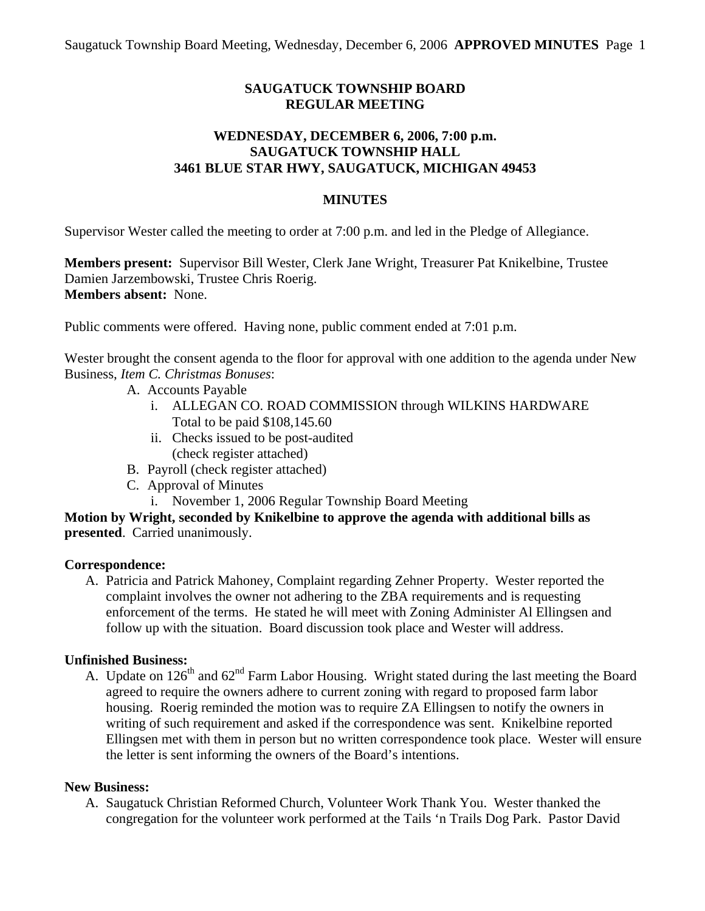**SAUGATUCK TOWNSHIP BOARD**
**REGULAR MEETING**

**WEDNESDAY, DECEMBER 6, 2006, 7:00 p.m.**
**SAUGATUCK TOWNSHIP HALL**
**3461 BLUE STAR HWY, SAUGATUCK, MICHIGAN 49453**

**MINUTES**

Supervisor Wester called the meeting to order at 7:00 p.m. and led in the Pledge of Allegiance.

**Members present:** Supervisor Bill Wester, Clerk Jane Wright, Treasurer Pat Knikelbine, Trustee Damien Jarzembowski, Trustee Chris Roerig.
**Members absent:** None.

Public comments were offered. Having none, public comment ended at 7:01 p.m.

Wester brought the consent agenda to the floor for approval with one addition to the agenda under New Business, *Item C. Christmas Bonuses*:

A. Accounts Payable
   i. ALLEGAN CO. ROAD COMMISSION through WILKINS HARDWARE
      Total to be paid $108,145.60
   ii. Checks issued to be post-audited
      (check register attached)
B. Payroll (check register attached)
C. Approval of Minutes
   i. November 1, 2006 Regular Township Board Meeting

**Motion by Wright, seconded by Knikelbine to approve the agenda with additional bills as presented**. Carried unanimously.

**Correspondence:**

A. Patricia and Patrick Mahoney, Complaint regarding Zehner Property. Wester reported the complaint involves the owner not adhering to the ZBA requirements and is requesting enforcement of the terms. He stated he will meet with Zoning Administer Al Ellingsen and follow up with the situation. Board discussion took place and Wester will address.

**Unfinished Business:**

A. Update on 126th and 62nd Farm Labor Housing. Wright stated during the last meeting the Board agreed to require the owners adhere to current zoning with regard to proposed farm labor housing. Roerig reminded the motion was to require ZA Ellingsen to notify the owners in writing of such requirement and asked if the correspondence was sent. Knikelbine reported Ellingsen met with them in person but no written correspondence took place. Wester will ensure the letter is sent informing the owners of the Board's intentions.

**New Business:**

A. Saugatuck Christian Reformed Church, Volunteer Work Thank You. Wester thanked the congregation for the volunteer work performed at the Tails 'n Trails Dog Park. Pastor David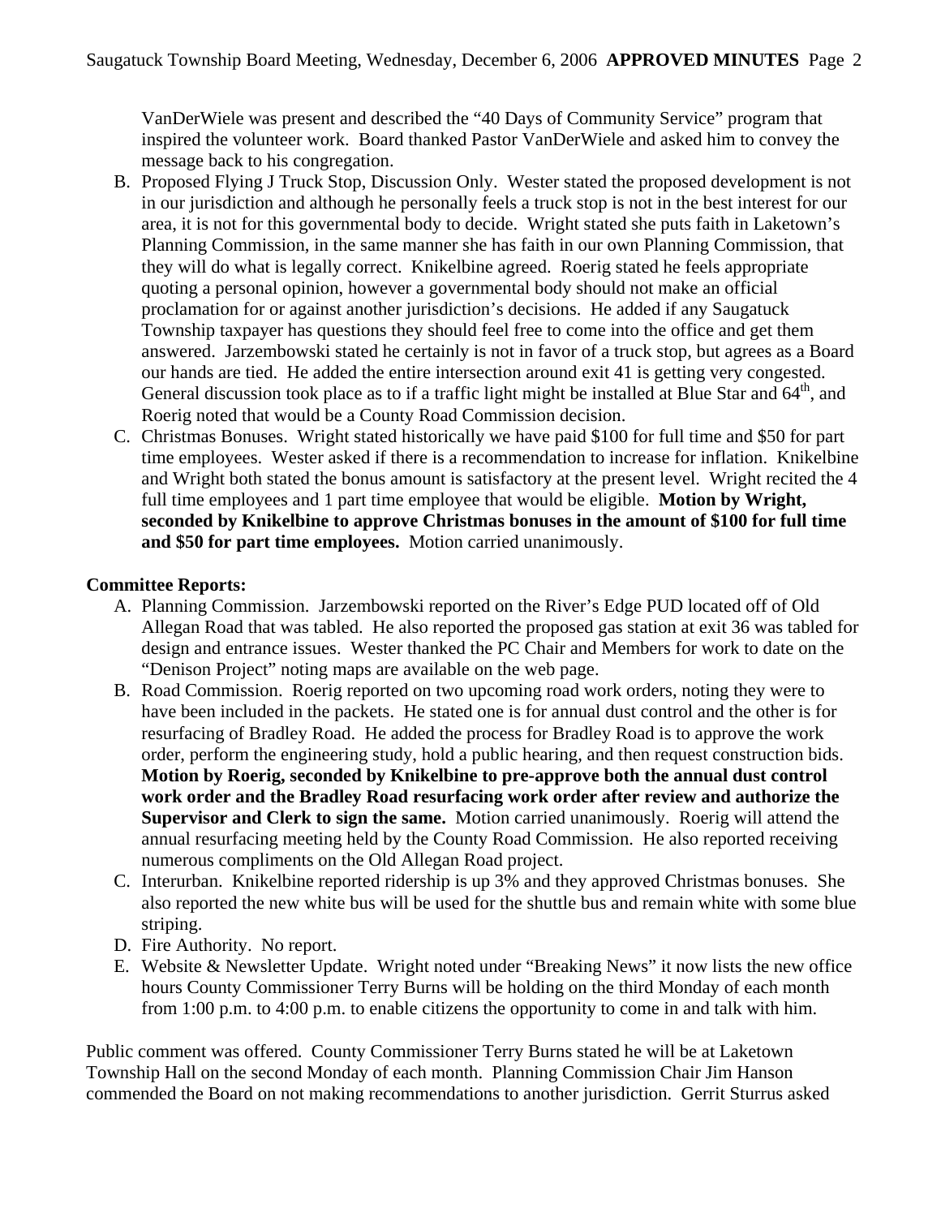VanDerWiele was present and described the "40 Days of Community Service" program that inspired the volunteer work. Board thanked Pastor VanDerWiele and asked him to convey the message back to his congregation.

B. Proposed Flying J Truck Stop, Discussion Only. Wester stated the proposed development is not in our jurisdiction and although he personally feels a truck stop is not in the best interest for our area, it is not for this governmental body to decide. Wright stated she puts faith in Laketown's Planning Commission, in the same manner she has faith in our own Planning Commission, that they will do what is legally correct. Knikelbine agreed. Roerig stated he feels appropriate quoting a personal opinion, however a governmental body should not make an official proclamation for or against another jurisdiction's decisions. He added if any Saugatuck Township taxpayer has questions they should feel free to come into the office and get them answered. Jarzembowski stated he certainly is not in favor of a truck stop, but agrees as a Board our hands are tied. He added the entire intersection around exit 41 is getting very congested. General discussion took place as to if a traffic light might be installed at Blue Star and 64th, and Roerig noted that would be a County Road Commission decision.

C. Christmas Bonuses. Wright stated historically we have paid $100 for full time and $50 for part time employees. Wester asked if there is a recommendation to increase for inflation. Knikelbine and Wright both stated the bonus amount is satisfactory at the present level. Wright recited the 4 full time employees and 1 part time employee that would be eligible. **Motion by Wright, seconded by Knikelbine to approve Christmas bonuses in the amount of $100 for full time and $50 for part time employees.** Motion carried unanimously.

**Committee Reports:**

A. Planning Commission. Jarzembowski reported on the River's Edge PUD located off of Old Allegan Road that was tabled. He also reported the proposed gas station at exit 36 was tabled for design and entrance issues. Wester thanked the PC Chair and Members for work to date on the "Denison Project" noting maps are available on the web page.

B. Road Commission. Roerig reported on two upcoming road work orders, noting they were to have been included in the packets. He stated one is for annual dust control and the other is for resurfacing of Bradley Road. He added the process for Bradley Road is to approve the work order, perform the engineering study, hold a public hearing, and then request construction bids. **Motion by Roerig, seconded by Knikelbine to pre-approve both the annual dust control work order and the Bradley Road resurfacing work order after review and authorize the Supervisor and Clerk to sign the same.** Motion carried unanimously. Roerig will attend the annual resurfacing meeting held by the County Road Commission. He also reported receiving numerous compliments on the Old Allegan Road project.

C. Interurban. Knikelbine reported ridership is up 3% and they approved Christmas bonuses. She also reported the new white bus will be used for the shuttle bus and remain white with some blue striping.

D. Fire Authority. No report.

E. Website & Newsletter Update. Wright noted under "Breaking News" it now lists the new office hours County Commissioner Terry Burns will be holding on the third Monday of each month from 1:00 p.m. to 4:00 p.m. to enable citizens the opportunity to come in and talk with him.

Public comment was offered. County Commissioner Terry Burns stated he will be at Laketown Township Hall on the second Monday of each month. Planning Commission Chair Jim Hanson commended the Board on not making recommendations to another jurisdiction. Gerrit Sturrus asked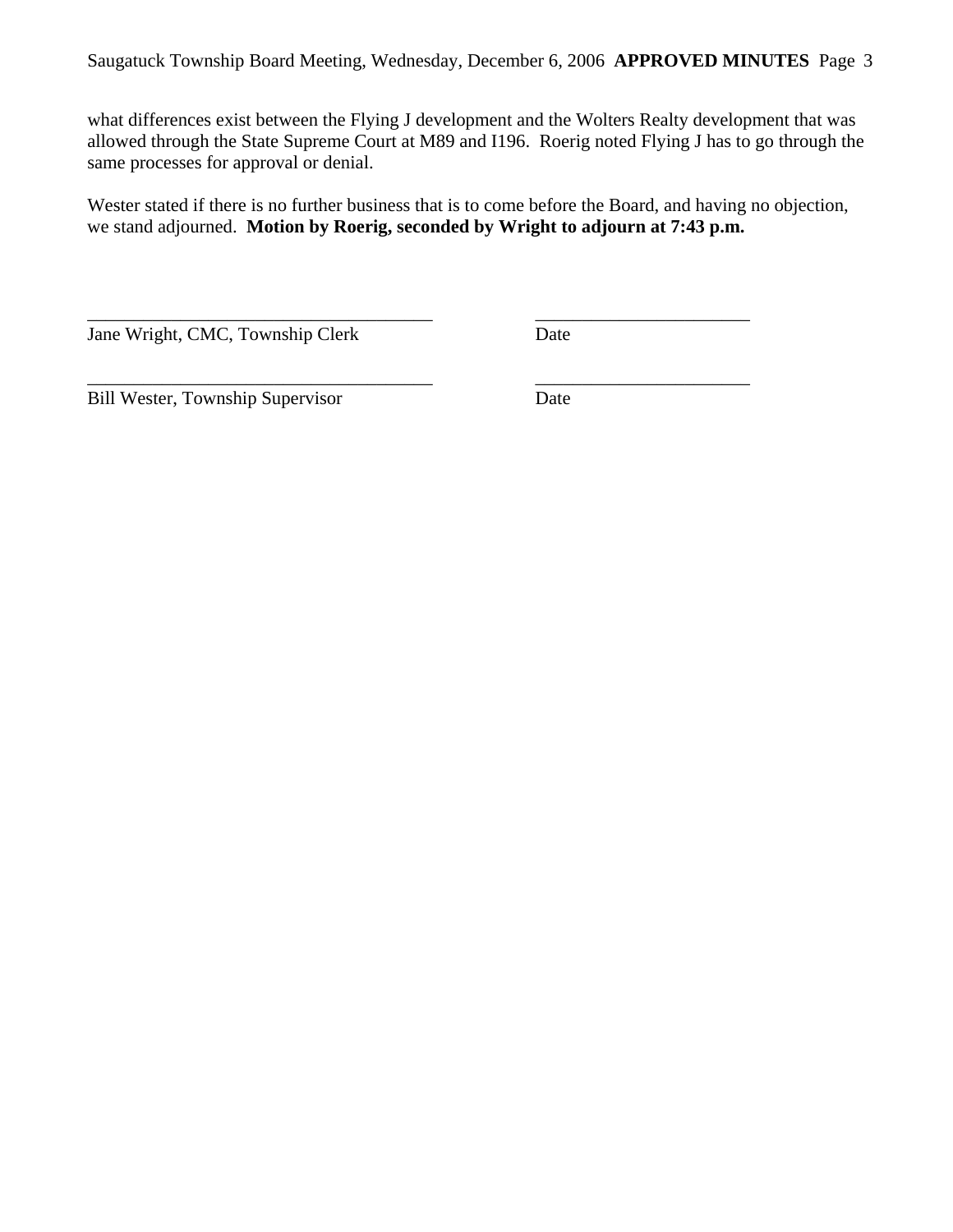what differences exist between the Flying J development and the Wolters Realty development that was allowed through the State Supreme Court at M89 and I196. Roerig noted Flying J has to go through the same processes for approval or denial.

Wester stated if there is no further business that is to come before the Board, and having no objection, we stand adjourned. **Motion by Roerig, seconded by Wright to adjourn at 7:43 p.m.**

______________________________________ ________________________

Jane Wright, CMC, Township Clerk Date

______________________________________ ________________________

Bill Wester, Township Supervisor Date